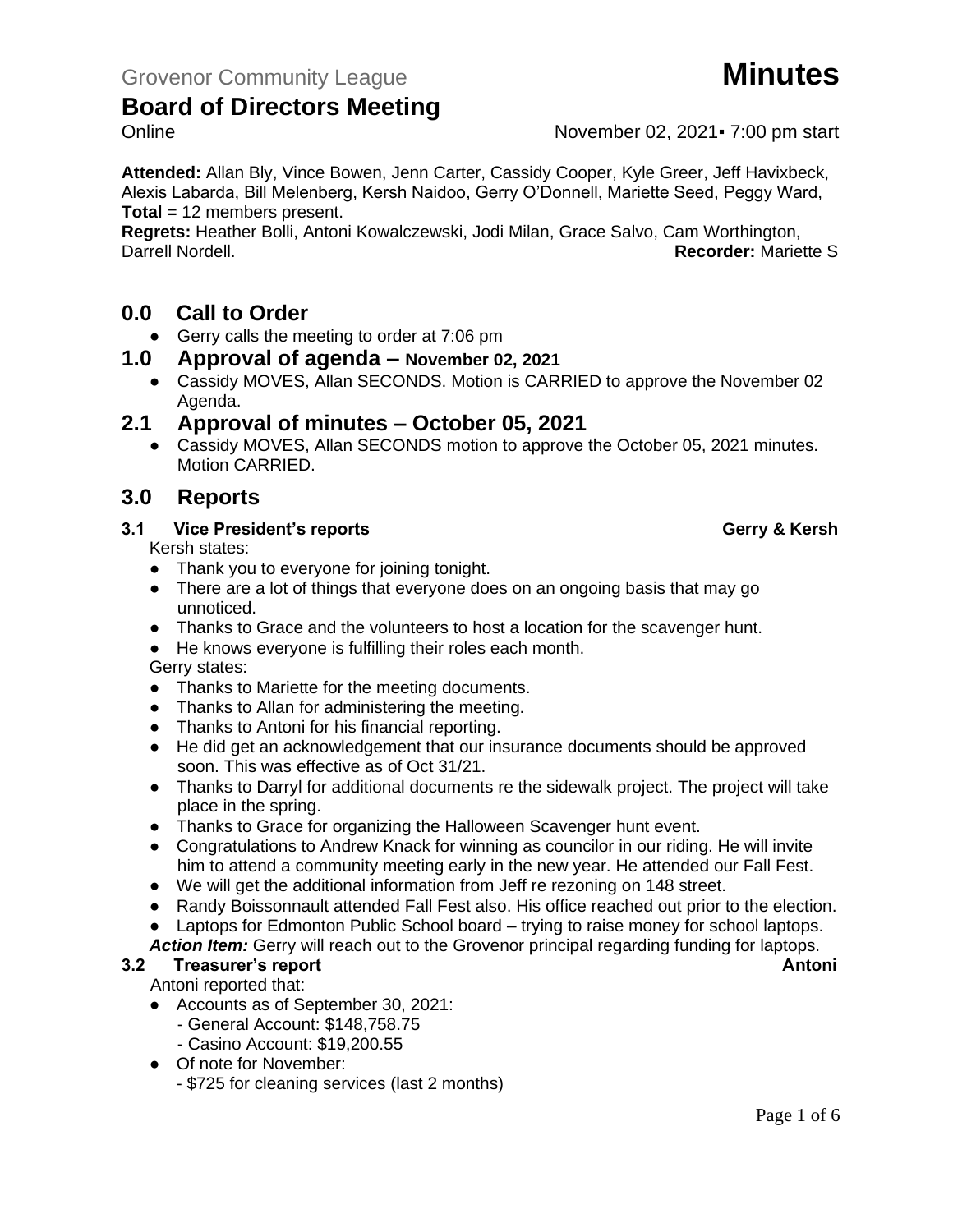Grovenor Community League **Minutes**

# Board of Directors Meeting

Online November 02, 2021▪ 7:00 pm start

**Attended:** Allan Bly, Vince Bowen, Jenn Carter, Cassidy Cooper, Kyle Greer, Jeff Havixbeck, Alexis Labarda, Bill Melenberg, Kersh Naidoo, Gerry O'Donnell, Mariette Seed, Peggy Ward, **Total =** 12 members present.
**Regrets:** Heather Bolli, Antoni Kowalczewski, Jodi Milan, Grace Salvo, Cam Worthington, Darrell Nordell. **Recorder:** Mariette S

## 0.0 Call to Order

- Gerry calls the meeting to order at 7:06 pm

## 1.0 Approval of agenda – November 02, 2021

- Cassidy MOVES, Allan SECONDS. Motion is CARRIED to approve the November 02 Agenda.

## 2.1 Approval of minutes – October 05, 2021

- Cassidy MOVES, Allan SECONDS motion to approve the October 05, 2021 minutes. Motion CARRIED.

## 3.0 Reports

### 3.1 Vice President's reports — Gerry & Kersh

Kersh states:

- Thank you to everyone for joining tonight.
- There are a lot of things that everyone does on an ongoing basis that may go unnoticed.
- Thanks to Grace and the volunteers to host a location for the scavenger hunt.
- He knows everyone is fulfilling their roles each month.

Gerry states:

- Thanks to Mariette for the meeting documents.
- Thanks to Allan for administering the meeting.
- Thanks to Antoni for his financial reporting.
- He did get an acknowledgement that our insurance documents should be approved soon. This was effective as of Oct 31/21.
- Thanks to Darryl for additional documents re the sidewalk project. The project will take place in the spring.
- Thanks to Grace for organizing the Halloween Scavenger hunt event.
- Congratulations to Andrew Knack for winning as councilor in our riding. He will invite him to attend a community meeting early in the new year. He attended our Fall Fest.
- We will get the additional information from Jeff re rezoning on 148 street.
- Randy Boissonnault attended Fall Fest also. His office reached out prior to the election.
- Laptops for Edmonton Public School board – trying to raise money for school laptops.

***Action Item:*** Gerry will reach out to the Grovenor principal regarding funding for laptops.

### 3.2 Treasurer's report — Antoni

Antoni reported that:

- Accounts as of September 30, 2021:
  - General Account: $148,758.75
  - Casino Account: $19,200.55
- Of note for November:
  - $725 for cleaning services (last 2 months)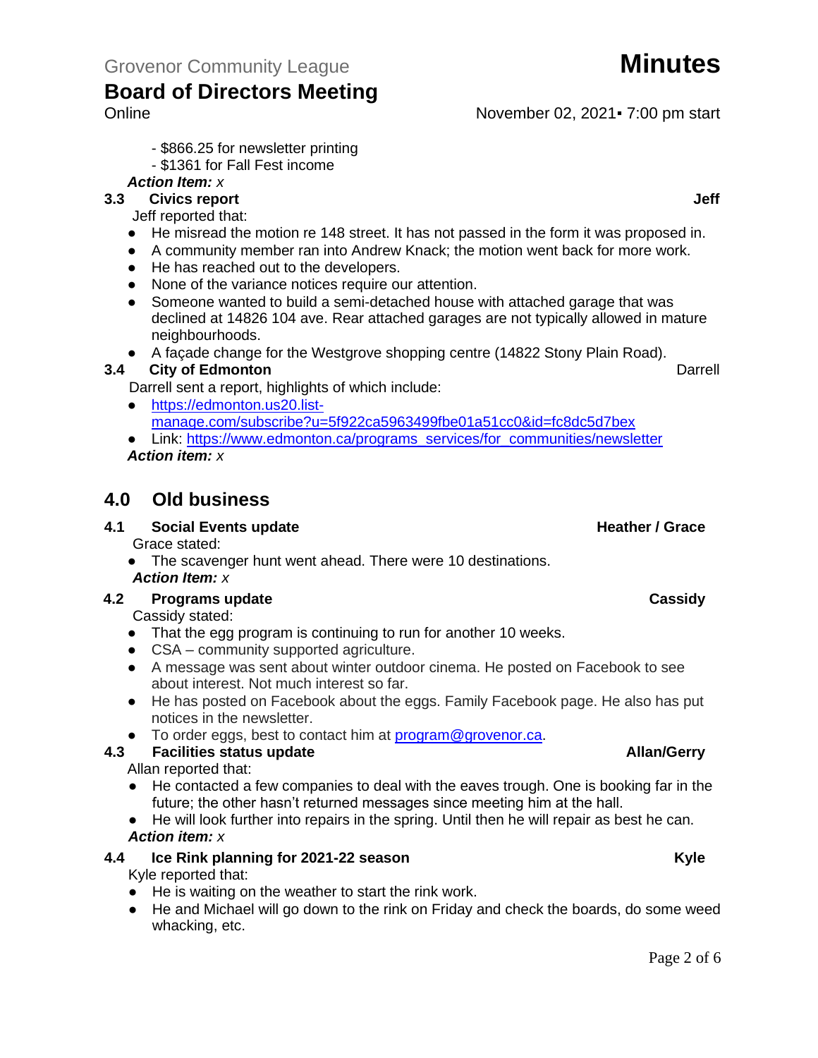- $866.25 for newsletter printing
- $1361 for Fall Fest income

***Action Item:*** *x*

### 3.3 Civics report — Jeff

Jeff reported that:

- He misread the motion re 148 street. It has not passed in the form it was proposed in.
- A community member ran into Andrew Knack; the motion went back for more work.
- He has reached out to the developers.
- None of the variance notices require our attention.
- Someone wanted to build a semi-detached house with attached garage that was declined at 14826 104 ave. Rear attached garages are not typically allowed in mature neighbourhoods.
- A façade change for the Westgrove shopping centre (14822 Stony Plain Road).

### 3.4 City of Edmonton — Darrell

Darrell sent a report, highlights of which include:

- https://edmonton.us20.list-manage.com/subscribe?u=5f922ca5963499fbe01a51cc0&id=fc8dc5d7bex
- Link: https://www.edmonton.ca/programs_services/for_communities/newsletter

***Action item:*** *x*

## 4.0 Old business

### 4.1 Social Events update — Heather / Grace

Grace stated:

- The scavenger hunt went ahead. There were 10 destinations.

***Action Item:*** *x*

### 4.2 Programs update — Cassidy

Cassidy stated:

- That the egg program is continuing to run for another 10 weeks.
- CSA – community supported agriculture.
- A message was sent about winter outdoor cinema. He posted on Facebook to see about interest. Not much interest so far.
- He has posted on Facebook about the eggs. Family Facebook page. He also has put notices in the newsletter.
- To order eggs, best to contact him at program@grovenor.ca.

### 4.3 Facilities status update — Allan/Gerry

Allan reported that:

- He contacted a few companies to deal with the eaves trough. One is booking far in the future; the other hasn't returned messages since meeting him at the hall.
- He will look further into repairs in the spring. Until then he will repair as best he can.

***Action item:*** *x*

### 4.4 Ice Rink planning for 2021-22 season — Kyle

Kyle reported that:

- He is waiting on the weather to start the rink work.
- He and Michael will go down to the rink on Friday and check the boards, do some weed whacking, etc.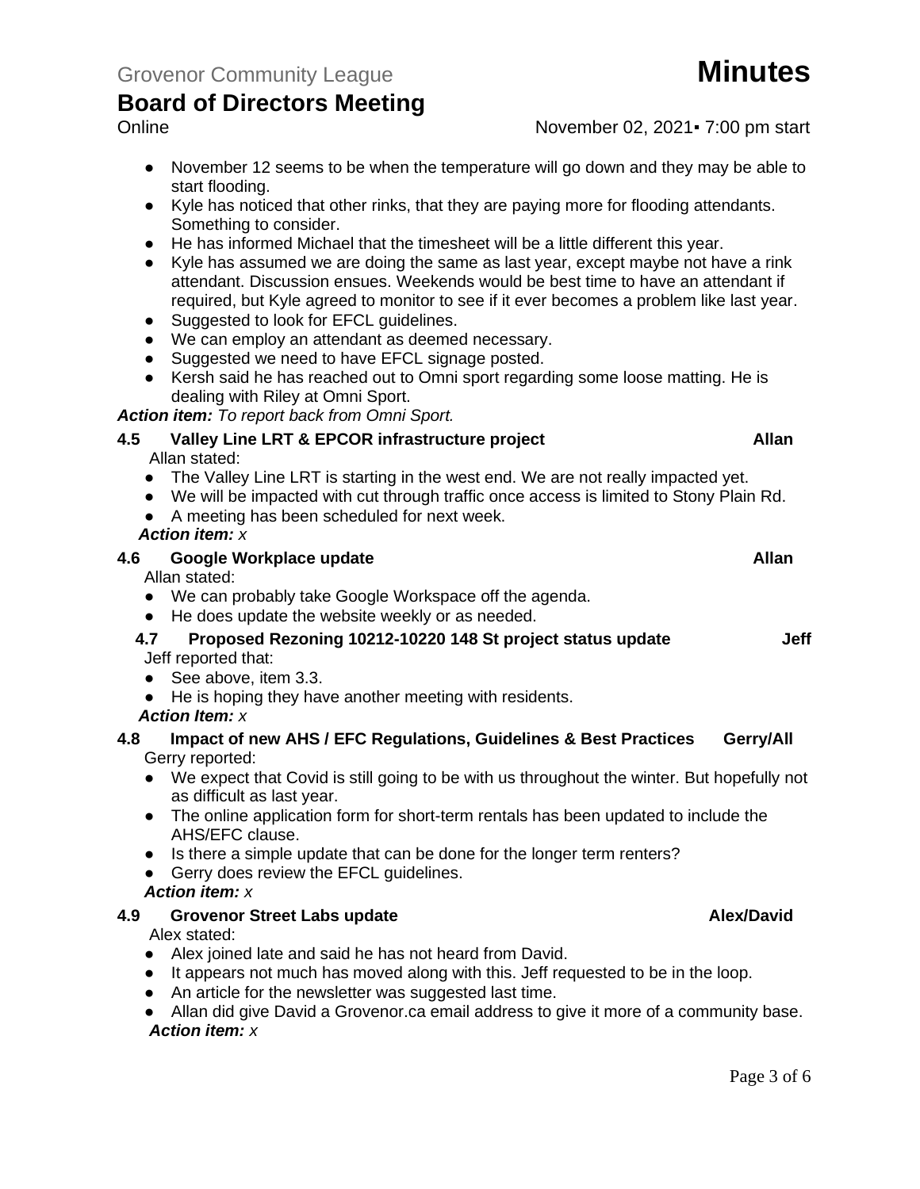- November 12 seems to be when the temperature will go down and they may be able to start flooding.
- Kyle has noticed that other rinks, that they are paying more for flooding attendants. Something to consider.
- He has informed Michael that the timesheet will be a little different this year.
- Kyle has assumed we are doing the same as last year, except maybe not have a rink attendant. Discussion ensues. Weekends would be best time to have an attendant if required, but Kyle agreed to monitor to see if it ever becomes a problem like last year.
- Suggested to look for EFCL guidelines.
- We can employ an attendant as deemed necessary.
- Suggested we need to have EFCL signage posted.
- Kersh said he has reached out to Omni sport regarding some loose matting. He is dealing with Riley at Omni Sport.

***Action item:*** *To report back from Omni Sport.*

### 4.5 Valley Line LRT & EPCOR infrastructure project — Allan

Allan stated:

- The Valley Line LRT is starting in the west end. We are not really impacted yet.
- We will be impacted with cut through traffic once access is limited to Stony Plain Rd.
- A meeting has been scheduled for next week.

***Action item:*** *x*

### 4.6 Google Workplace update — Allan

Allan stated:

- We can probably take Google Workspace off the agenda.
- He does update the website weekly or as needed.

### 4.7 Proposed Rezoning 10212-10220 148 St project status update — Jeff

Jeff reported that:

- See above, item 3.3.
- He is hoping they have another meeting with residents.

***Action Item:*** *x*

### 4.8 Impact of new AHS / EFC Regulations, Guidelines & Best Practices — Gerry/All

Gerry reported:

- We expect that Covid is still going to be with us throughout the winter. But hopefully not as difficult as last year.
- The online application form for short-term rentals has been updated to include the AHS/EFC clause.
- Is there a simple update that can be done for the longer term renters?
- Gerry does review the EFCL guidelines.

***Action item:*** *x*

### 4.9 Grovenor Street Labs update — Alex/David

Alex stated:

- Alex joined late and said he has not heard from David.
- It appears not much has moved along with this. Jeff requested to be in the loop.
- An article for the newsletter was suggested last time.
- Allan did give David a Grovenor.ca email address to give it more of a community base.

***Action item:*** *x*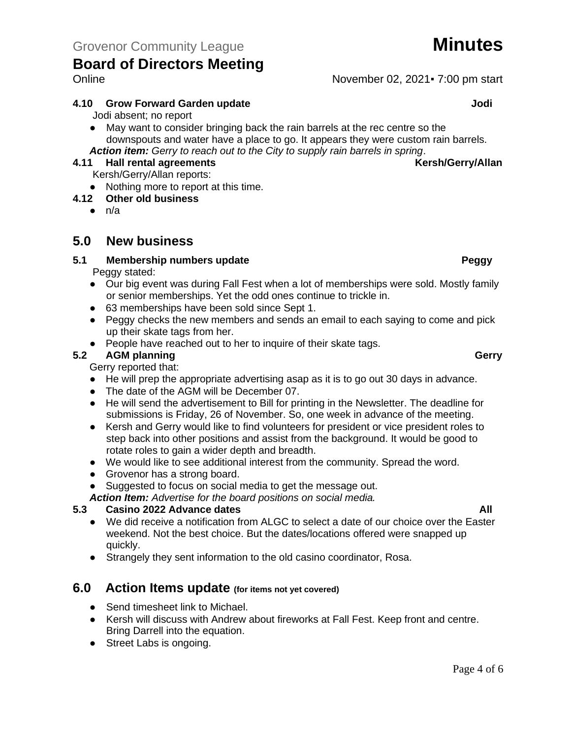**4.10 Grow Forward Garden update** **Jodi**

Jodi absent; no report

- May want to consider bringing back the rain barrels at the rec centre so the downspouts and water have a place to go. It appears they were custom rain barrels.

***Action item:*** *Gerry to reach out to the City to supply rain barrels in spring*.

**4.11 Hall rental agreements** **Kersh/Gerry/Allan**

Kersh/Gerry/Allan reports:

- Nothing more to report at this time.

**4.12 Other old business**

- n/a

## 5.0 New business

**5.1 Membership numbers update** **Peggy**

Peggy stated:

- Our big event was during Fall Fest when a lot of memberships were sold. Mostly family or senior memberships. Yet the odd ones continue to trickle in.
- 63 memberships have been sold since Sept 1.
- Peggy checks the new members and sends an email to each saying to come and pick up their skate tags from her.
- People have reached out to her to inquire of their skate tags.

**5.2 AGM planning** **Gerry**

Gerry reported that:

- He will prep the appropriate advertising asap as it is to go out 30 days in advance.
- The date of the AGM will be December 07.
- He will send the advertisement to Bill for printing in the Newsletter. The deadline for submissions is Friday, 26 of November. So, one week in advance of the meeting.
- Kersh and Gerry would like to find volunteers for president or vice president roles to step back into other positions and assist from the background. It would be good to rotate roles to gain a wider depth and breadth.
- We would like to see additional interest from the community. Spread the word.
- Grovenor has a strong board.
- Suggested to focus on social media to get the message out.

***Action Item:*** *Advertise for the board positions on social media.*

**5.3 Casino 2022 Advance dates** **All**

- We did receive a notification from ALGC to select a date of our choice over the Easter weekend. Not the best choice. But the dates/locations offered were snapped up quickly.
- Strangely they sent information to the old casino coordinator, Rosa.

## 6.0 Action Items update (for items not yet covered)

- Send timesheet link to Michael.
- Kersh will discuss with Andrew about fireworks at Fall Fest. Keep front and centre. Bring Darrell into the equation.
- Street Labs is ongoing.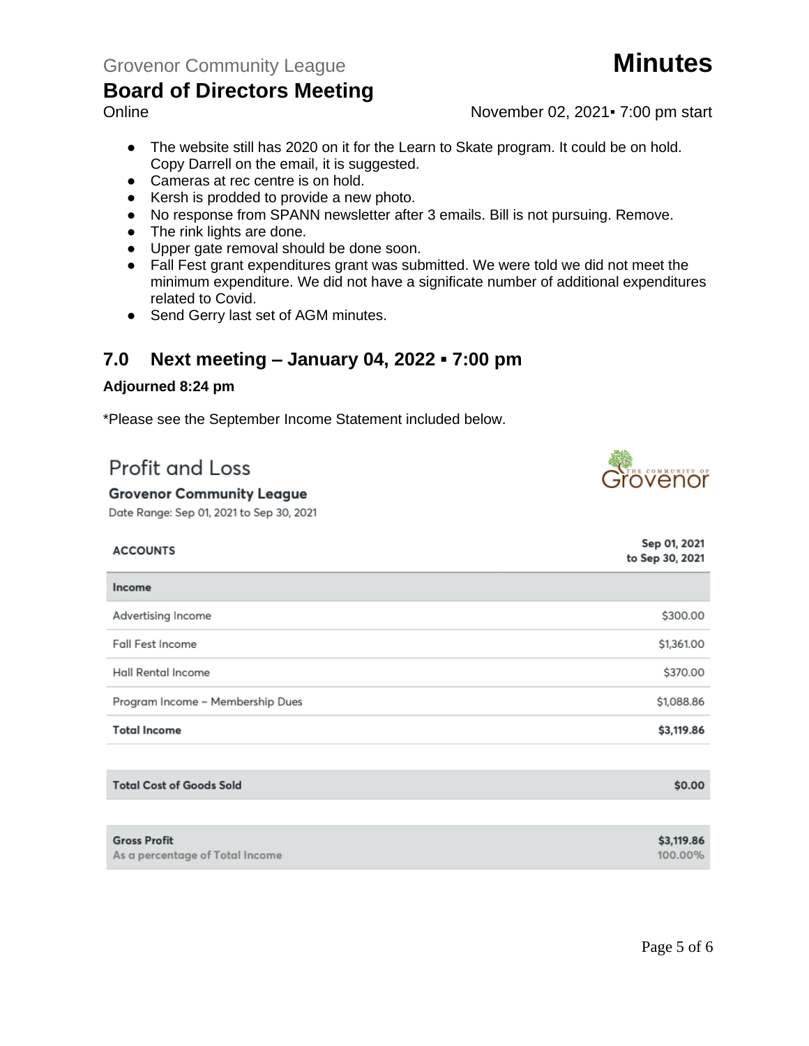- The website still has 2020 on it for the Learn to Skate program. It could be on hold. Copy Darrell on the email, it is suggested.
- Cameras at rec centre is on hold.
- Kersh is prodded to provide a new photo.
- No response from SPANN newsletter after 3 emails. Bill is not pursuing. Remove.
- The rink lights are done.
- Upper gate removal should be done soon.
- Fall Fest grant expenditures grant was submitted. We were told we did not meet the minimum expenditure. We did not have a significate number of additional expenditures related to Covid.
- Send Gerry last set of AGM minutes.

## 7.0 Next meeting – January 04, 2022 ▪ 7:00 pm

**Adjourned 8:24 pm**

*Please see the September Income Statement included below.

## Profit and Loss

**Grovenor Community League**

Date Range: Sep 01, 2021 to Sep 30, 2021

| ACCOUNTS | Sep 01, 2021 to Sep 30, 2021 |
| --- | --- |
| **Income** | |
| Advertising Income | $300.00 |
| Fall Fest Income | $1,361.00 |
| Hall Rental Income | $370.00 |
| Program Income – Membership Dues | $1,088.86 |
| **Total Income** | **$3,119.86** |
| **Total Cost of Goods Sold** | **$0.00** |
| **Gross Profit** | **$3,119.86** |
| As a percentage of Total Income | 100.00% |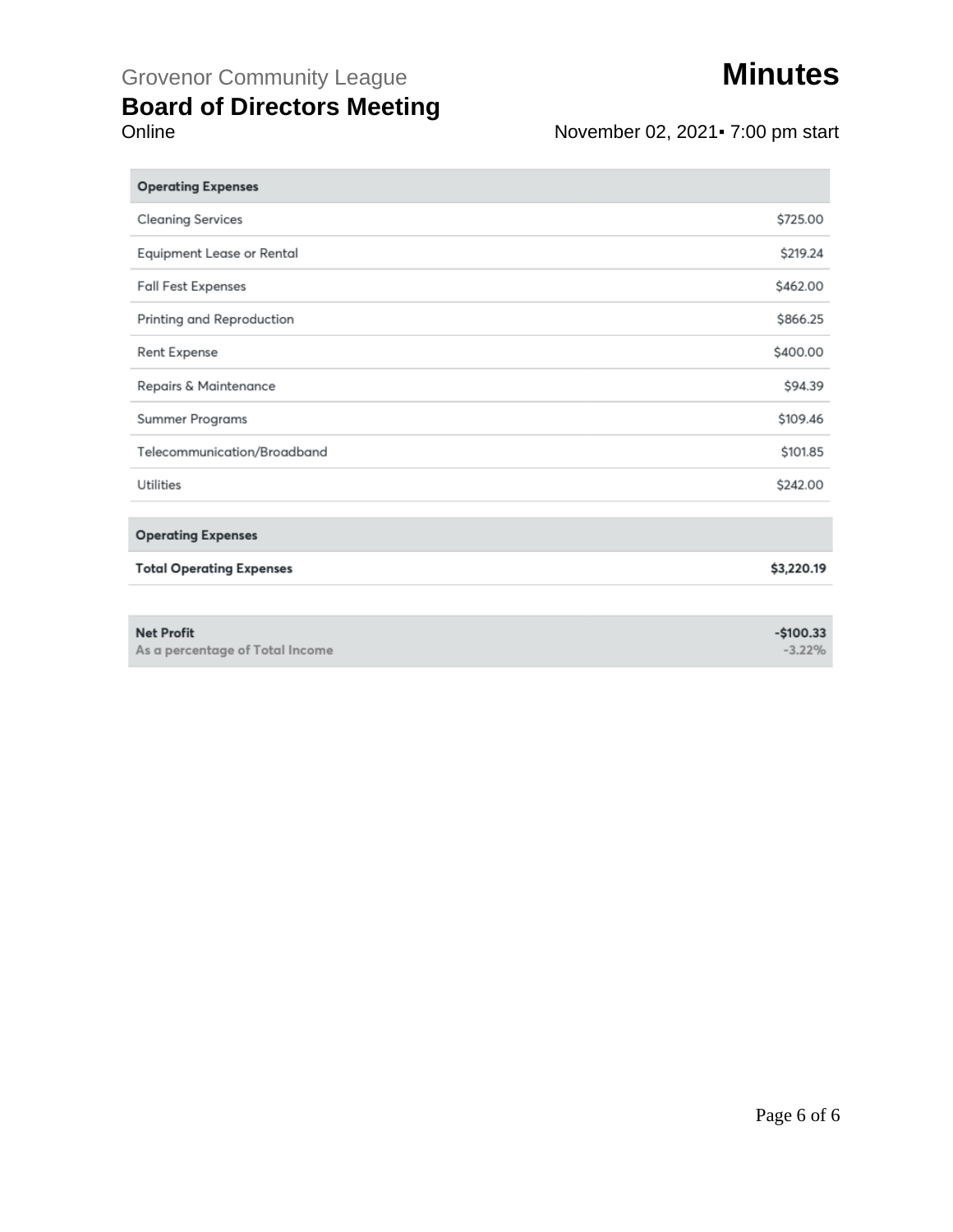| Operating Expenses | |
|---|---|
| Cleaning Services | $725.00 |
| Equipment Lease or Rental | $219.24 |
| Fall Fest Expenses | $462.00 |
| Printing and Reproduction | $866.25 |
| Rent Expense | $400.00 |
| Repairs & Maintenance | $94.39 |
| Summer Programs | $109.46 |
| Telecommunication/Broadband | $101.85 |
| Utilities | $242.00 |
| **Operating Expenses** | |
| **Total Operating Expenses** | **$3,220.19** |
| **Net Profit** | **-$100.33** |
| As a percentage of Total Income | -3.22% |